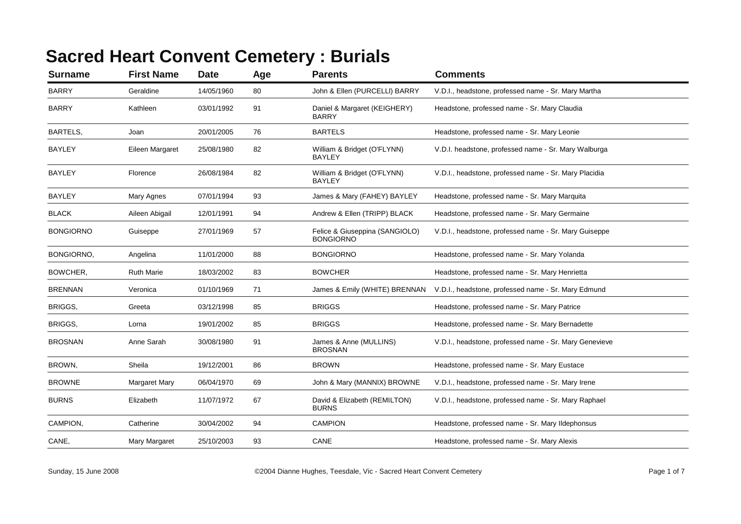# Sacred Heart Convent Cemetery : Burials

| Surname | First Name | Date | Age | Parents | Comments |
|---|---|---|---|---|---|
| BARRY | Geraldine | 14/05/1960 | 80 | John & Ellen (PURCELLI) BARRY | V.D.I., headstone, professed name - Sr. Mary Martha |
| BARRY | Kathleen | 03/01/1992 | 91 | Daniel & Margaret (KEIGHERY) BARRY | Headstone, professed name - Sr. Mary Claudia |
| BARTELS, | Joan | 20/01/2005 | 76 | BARTELS | Headstone, professed name - Sr. Mary Leonie |
| BAYLEY | Eileen Margaret | 25/08/1980 | 82 | William & Bridget (O'FLYNN) BAYLEY | V.D.I. headstone, professed name - Sr. Mary Walburga |
| BAYLEY | Florence | 26/08/1984 | 82 | William & Bridget (O'FLYNN) BAYLEY | V.D.I., headstone, professed name - Sr. Mary Placidia |
| BAYLEY | Mary Agnes | 07/01/1994 | 93 | James & Mary (FAHEY) BAYLEY | Headstone, professed name - Sr. Mary Marquita |
| BLACK | Aileen Abigail | 12/01/1991 | 94 | Andrew & Ellen (TRIPP) BLACK | Headstone, professed name - Sr. Mary Germaine |
| BONGIORNO | Guiseppe | 27/01/1969 | 57 | Felice & Giuseppina (SANGIOLO) BONGIORNO | V.D.I., headstone, professed name - Sr. Mary Guiseppe |
| BONGIORNO, | Angelina | 11/01/2000 | 88 | BONGIORNO | Headstone, professed name - Sr. Mary Yolanda |
| BOWCHER, | Ruth Marie | 18/03/2002 | 83 | BOWCHER | Headstone, professed name - Sr. Mary Henrietta |
| BRENNAN | Veronica | 01/10/1969 | 71 | James & Emily (WHITE) BRENNAN | V.D.I., headstone, professed name - Sr. Mary Edmund |
| BRIGGS, | Greeta | 03/12/1998 | 85 | BRIGGS | Headstone, professed name - Sr. Mary Patrice |
| BRIGGS, | Lorna | 19/01/2002 | 85 | BRIGGS | Headstone, professed name - Sr. Mary Bernadette |
| BROSNAN | Anne Sarah | 30/08/1980 | 91 | James & Anne (MULLINS) BROSNAN | V.D.I., headstone, professed name - Sr. Mary Genevieve |
| BROWN, | Sheila | 19/12/2001 | 86 | BROWN | Headstone, professed name - Sr. Mary Eustace |
| BROWNE | Margaret Mary | 06/04/1970 | 69 | John & Mary (MANNIX) BROWNE | V.D.I., headstone, professed name - Sr. Mary Irene |
| BURNS | Elizabeth | 11/07/1972 | 67 | David & Elizabeth (REMILTON) BURNS | V.D.I., headstone, professed name - Sr. Mary Raphael |
| CAMPION, | Catherine | 30/04/2002 | 94 | CAMPION | Headstone, professed name - Sr. Mary Ildephonsus |
| CANE, | Mary Margaret | 25/10/2003 | 93 | CANE | Headstone, professed name - Sr. Mary Alexis |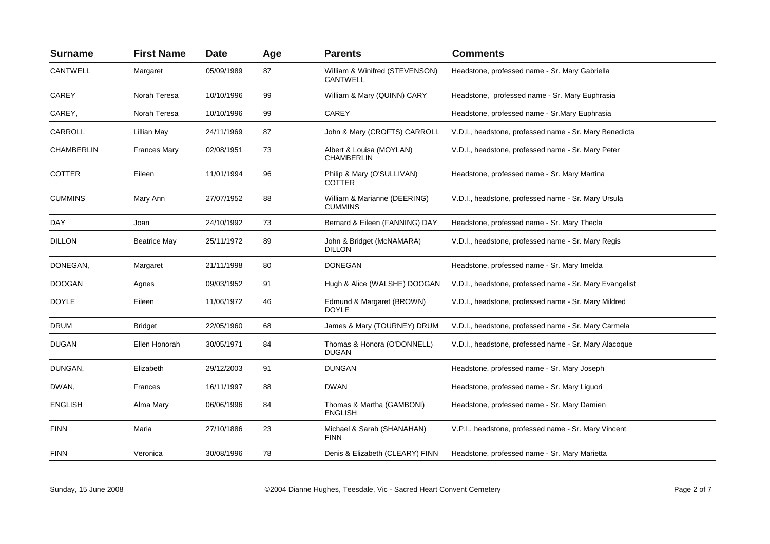| Surname | First Name | Date | Age | Parents | Comments |
|---|---|---|---|---|---|
| CANTWELL | Margaret | 05/09/1989 | 87 | William & Winifred (STEVENSON) CANTWELL | Headstone, professed name - Sr. Mary Gabriella |
| CAREY | Norah Teresa | 10/10/1996 | 99 | William & Mary (QUINN) CARY | Headstone, professed name - Sr. Mary Euphrasia |
| CAREY, | Norah Teresa | 10/10/1996 | 99 | CAREY | Headstone, professed name - Sr.Mary Euphrasia |
| CARROLL | Lillian May | 24/11/1969 | 87 | John & Mary (CROFTS) CARROLL | V.D.I., headstone, professed name - Sr. Mary Benedicta |
| CHAMBERLIN | Frances Mary | 02/08/1951 | 73 | Albert & Louisa (MOYLAN) CHAMBERLIN | V.D.I., headstone, professed name - Sr. Mary Peter |
| COTTER | Eileen | 11/01/1994 | 96 | Philip & Mary (O'SULLIVAN) COTTER | Headstone, professed name - Sr. Mary Martina |
| CUMMINS | Mary Ann | 27/07/1952 | 88 | William & Marianne (DEERING) CUMMINS | V.D.I., headstone, professed name - Sr. Mary Ursula |
| DAY | Joan | 24/10/1992 | 73 | Bernard & Eileen (FANNING) DAY | Headstone, professed name - Sr. Mary Thecla |
| DILLON | Beatrice May | 25/11/1972 | 89 | John & Bridget (McNAMARA) DILLON | V.D.I., headstone, professed name - Sr. Mary Regis |
| DONEGAN, | Margaret | 21/11/1998 | 80 | DONEGAN | Headstone, professed name - Sr. Mary Imelda |
| DOOGAN | Agnes | 09/03/1952 | 91 | Hugh & Alice (WALSHE) DOOGAN | V.D.I., headstone, professed name - Sr. Mary Evangelist |
| DOYLE | Eileen | 11/06/1972 | 46 | Edmund & Margaret (BROWN) DOYLE | V.D.I., headstone, professed name - Sr. Mary Mildred |
| DRUM | Bridget | 22/05/1960 | 68 | James & Mary (TOURNEY) DRUM | V.D.I., headstone, professed name - Sr. Mary Carmela |
| DUGAN | Ellen Honorah | 30/05/1971 | 84 | Thomas & Honora (O'DONNELL) DUGAN | V.D.I., headstone, professed name - Sr. Mary Alacoque |
| DUNGAN, | Elizabeth | 29/12/2003 | 91 | DUNGAN | Headstone, professed name - Sr. Mary Joseph |
| DWAN, | Frances | 16/11/1997 | 88 | DWAN | Headstone, professed name - Sr. Mary Liguori |
| ENGLISH | Alma Mary | 06/06/1996 | 84 | Thomas & Martha (GAMBONI) ENGLISH | Headstone, professed name - Sr. Mary Damien |
| FINN | Maria | 27/10/1886 | 23 | Michael & Sarah (SHANAHAN) FINN | V.P.I., headstone, professed name - Sr. Mary Vincent |
| FINN | Veronica | 30/08/1996 | 78 | Denis & Elizabeth (CLEARY) FINN | Headstone, professed name - Sr. Mary Marietta |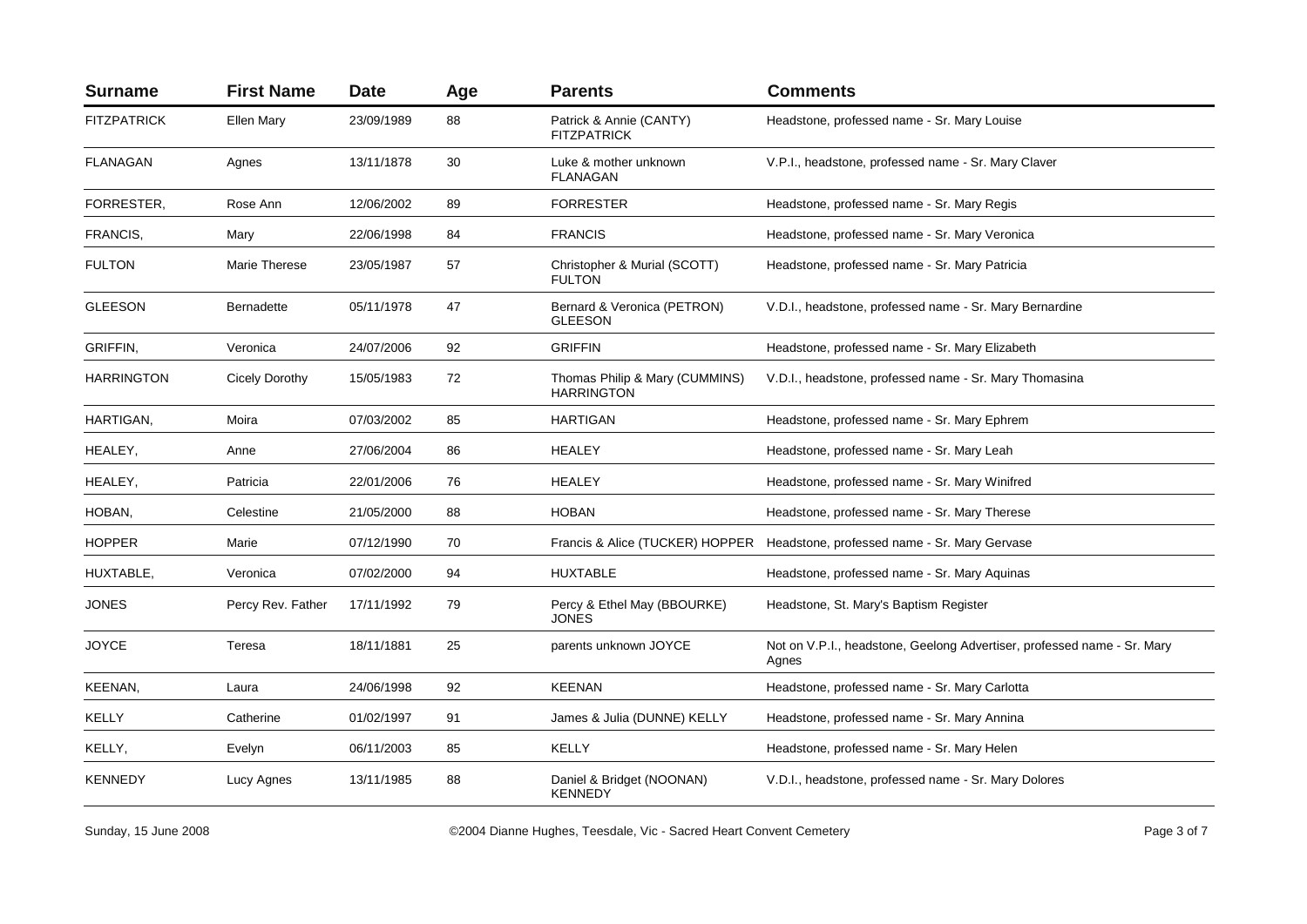| Surname | First Name | Date | Age | Parents | Comments |
| --- | --- | --- | --- | --- | --- |
| FITZPATRICK | Ellen Mary | 23/09/1989 | 88 | Patrick & Annie (CANTY) FITZPATRICK | Headstone, professed name - Sr. Mary Louise |
| FLANAGAN | Agnes | 13/11/1878 | 30 | Luke & mother unknown FLANAGAN | V.P.I., headstone, professed name - Sr. Mary Claver |
| FORRESTER, | Rose Ann | 12/06/2002 | 89 | FORRESTER | Headstone, professed name - Sr. Mary Regis |
| FRANCIS, | Mary | 22/06/1998 | 84 | FRANCIS | Headstone, professed name - Sr. Mary Veronica |
| FULTON | Marie Therese | 23/05/1987 | 57 | Christopher & Murial (SCOTT) FULTON | Headstone, professed name - Sr. Mary Patricia |
| GLEESON | Bernadette | 05/11/1978 | 47 | Bernard & Veronica (PETRON) GLEESON | V.D.I., headstone, professed name - Sr. Mary Bernardine |
| GRIFFIN, | Veronica | 24/07/2006 | 92 | GRIFFIN | Headstone, professed name - Sr. Mary Elizabeth |
| HARRINGTON | Cicely Dorothy | 15/05/1983 | 72 | Thomas Philip & Mary (CUMMINS) HARRINGTON | V.D.I., headstone, professed name - Sr. Mary Thomasina |
| HARTIGAN, | Moira | 07/03/2002 | 85 | HARTIGAN | Headstone, professed name - Sr. Mary Ephrem |
| HEALEY, | Anne | 27/06/2004 | 86 | HEALEY | Headstone, professed name - Sr. Mary Leah |
| HEALEY, | Patricia | 22/01/2006 | 76 | HEALEY | Headstone, professed name - Sr. Mary Winifred |
| HOBAN, | Celestine | 21/05/2000 | 88 | HOBAN | Headstone, professed name - Sr. Mary Therese |
| HOPPER | Marie | 07/12/1990 | 70 | Francis & Alice (TUCKER) HOPPER | Headstone, professed name - Sr. Mary Gervase |
| HUXTABLE, | Veronica | 07/02/2000 | 94 | HUXTABLE | Headstone, professed name - Sr. Mary Aquinas |
| JONES | Percy Rev. Father | 17/11/1992 | 79 | Percy & Ethel May (BBOURKE) JONES | Headstone, St. Mary's Baptism Register |
| JOYCE | Teresa | 18/11/1881 | 25 | parents unknown JOYCE | Not on V.P.I., headstone, Geelong Advertiser, professed name - Sr. Mary Agnes |
| KEENAN, | Laura | 24/06/1998 | 92 | KEENAN | Headstone, professed name - Sr. Mary Carlotta |
| KELLY | Catherine | 01/02/1997 | 91 | James & Julia (DUNNE) KELLY | Headstone, professed name - Sr. Mary Annina |
| KELLY, | Evelyn | 06/11/2003 | 85 | KELLY | Headstone, professed name - Sr. Mary Helen |
| KENNEDY | Lucy Agnes | 13/11/1985 | 88 | Daniel & Bridget (NOONAN) KENNEDY | V.D.I., headstone, professed name - Sr. Mary Dolores |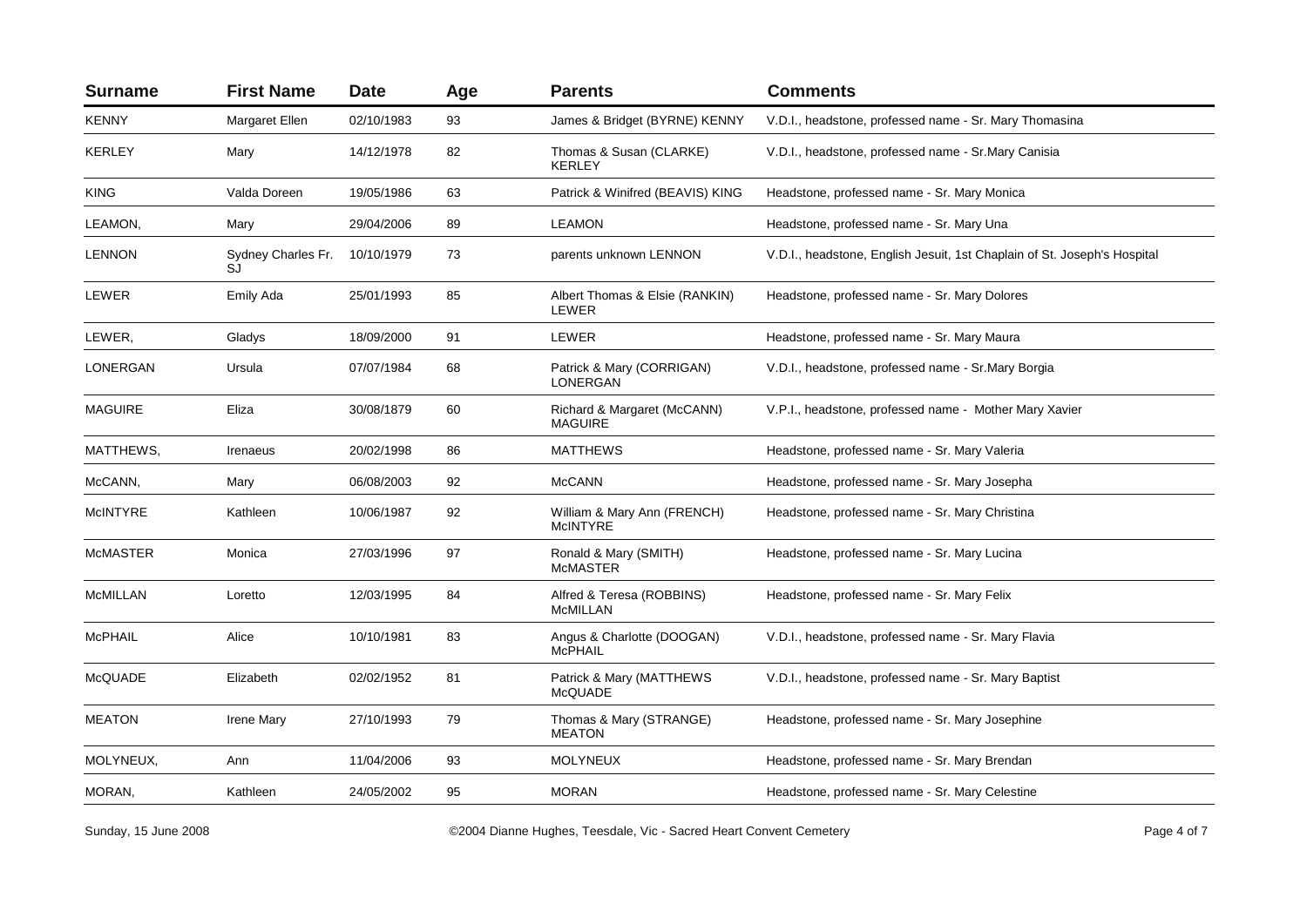| Surname | First Name | Date | Age | Parents | Comments |
|---|---|---|---|---|---|
| KENNY | Margaret Ellen | 02/10/1983 | 93 | James & Bridget (BYRNE) KENNY | V.D.I., headstone, professed name - Sr. Mary Thomasina |
| KERLEY | Mary | 14/12/1978 | 82 | Thomas & Susan (CLARKE) KERLEY | V.D.I., headstone, professed name - Sr.Mary Canisia |
| KING | Valda Doreen | 19/05/1986 | 63 | Patrick & Winifred (BEAVIS) KING | Headstone, professed name - Sr. Mary Monica |
| LEAMON, | Mary | 29/04/2006 | 89 | LEAMON | Headstone, professed name - Sr. Mary Una |
| LENNON | Sydney Charles Fr. SJ | 10/10/1979 | 73 | parents unknown LENNON | V.D.I., headstone, English Jesuit, 1st Chaplain of St. Joseph's Hospital |
| LEWER | Emily Ada | 25/01/1993 | 85 | Albert Thomas & Elsie (RANKIN) LEWER | Headstone, professed name - Sr. Mary Dolores |
| LEWER, | Gladys | 18/09/2000 | 91 | LEWER | Headstone, professed name - Sr. Mary Maura |
| LONERGAN | Ursula | 07/07/1984 | 68 | Patrick & Mary (CORRIGAN) LONERGAN | V.D.I., headstone, professed name - Sr.Mary Borgia |
| MAGUIRE | Eliza | 30/08/1879 | 60 | Richard & Margaret (McCANN) MAGUIRE | V.P.I., headstone, professed name - Mother Mary Xavier |
| MATTHEWS, | Irenaeus | 20/02/1998 | 86 | MATTHEWS | Headstone, professed name - Sr. Mary Valeria |
| McCANN, | Mary | 06/08/2003 | 92 | McCANN | Headstone, professed name - Sr. Mary Josepha |
| McINTYRE | Kathleen | 10/06/1987 | 92 | William & Mary Ann (FRENCH) McINTYRE | Headstone, professed name - Sr. Mary Christina |
| McMASTER | Monica | 27/03/1996 | 97 | Ronald & Mary (SMITH) McMASTER | Headstone, professed name - Sr. Mary Lucina |
| McMILLAN | Loretto | 12/03/1995 | 84 | Alfred & Teresa (ROBBINS) McMILLAN | Headstone, professed name - Sr. Mary Felix |
| McPHAIL | Alice | 10/10/1981 | 83 | Angus & Charlotte (DOOGAN) McPHAIL | V.D.I., headstone, professed name - Sr. Mary Flavia |
| McQUADE | Elizabeth | 02/02/1952 | 81 | Patrick & Mary (MATTHEWS McQUADE | V.D.I., headstone, professed name - Sr. Mary Baptist |
| MEATON | Irene Mary | 27/10/1993 | 79 | Thomas & Mary (STRANGE) MEATON | Headstone, professed name - Sr. Mary Josephine |
| MOLYNEUX, | Ann | 11/04/2006 | 93 | MOLYNEUX | Headstone, professed name - Sr. Mary Brendan |
| MORAN, | Kathleen | 24/05/2002 | 95 | MORAN | Headstone, professed name - Sr. Mary Celestine |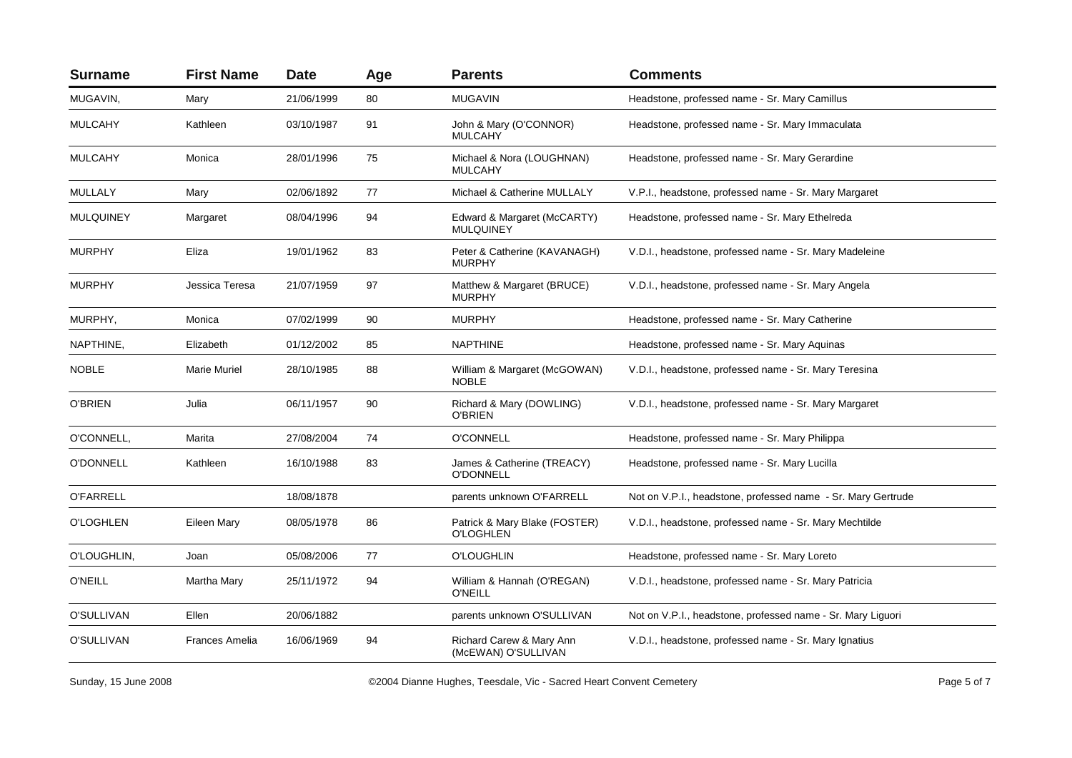| Surname | First Name | Date | Age | Parents | Comments |
|---|---|---|---|---|---|
| MUGAVIN, | Mary | 21/06/1999 | 80 | MUGAVIN | Headstone, professed name - Sr. Mary Camillus |
| MULCAHY | Kathleen | 03/10/1987 | 91 | John & Mary (O'CONNOR) MULCAHY | Headstone, professed name - Sr. Mary Immaculata |
| MULCAHY | Monica | 28/01/1996 | 75 | Michael & Nora (LOUGHNAN) MULCAHY | Headstone, professed name - Sr. Mary Gerardine |
| MULLALY | Mary | 02/06/1892 | 77 | Michael & Catherine MULLALY | V.P.I., headstone, professed name - Sr. Mary Margaret |
| MULQUINEY | Margaret | 08/04/1996 | 94 | Edward & Margaret (McCARTY) MULQUINEY | Headstone, professed name - Sr. Mary Ethelreda |
| MURPHY | Eliza | 19/01/1962 | 83 | Peter & Catherine (KAVANAGH) MURPHY | V.D.I., headstone, professed name - Sr. Mary Madeleine |
| MURPHY | Jessica Teresa | 21/07/1959 | 97 | Matthew & Margaret (BRUCE) MURPHY | V.D.I., headstone, professed name - Sr. Mary Angela |
| MURPHY, | Monica | 07/02/1999 | 90 | MURPHY | Headstone, professed name - Sr. Mary Catherine |
| NAPTHINE, | Elizabeth | 01/12/2002 | 85 | NAPTHINE | Headstone, professed name - Sr. Mary Aquinas |
| NOBLE | Marie Muriel | 28/10/1985 | 88 | William & Margaret (McGOWAN) NOBLE | V.D.I., headstone, professed name - Sr. Mary Teresina |
| O'BRIEN | Julia | 06/11/1957 | 90 | Richard & Mary (DOWLING) O'BRIEN | V.D.I., headstone, professed name - Sr. Mary Margaret |
| O'CONNELL, | Marita | 27/08/2004 | 74 | O'CONNELL | Headstone, professed name - Sr. Mary Philippa |
| O'DONNELL | Kathleen | 16/10/1988 | 83 | James & Catherine (TREACY) O'DONNELL | Headstone, professed name - Sr. Mary Lucilla |
| O'FARRELL | | 18/08/1878 | | parents unknown O'FARRELL | Not on V.P.I., headstone, professed name - Sr. Mary Gertrude |
| O'LOGHLEN | Eileen Mary | 08/05/1978 | 86 | Patrick & Mary Blake (FOSTER) O'LOGHLEN | V.D.I., headstone, professed name - Sr. Mary Mechtilde |
| O'LOUGHLIN, | Joan | 05/08/2006 | 77 | O'LOUGHLIN | Headstone, professed name - Sr. Mary Loreto |
| O'NEILL | Martha Mary | 25/11/1972 | 94 | William & Hannah (O'REGAN) O'NEILL | V.D.I., headstone, professed name - Sr. Mary Patricia |
| O'SULLIVAN | Ellen | 20/06/1882 | | parents unknown O'SULLIVAN | Not on V.P.I., headstone, professed name - Sr. Mary Liguori |
| O'SULLIVAN | Frances Amelia | 16/06/1969 | 94 | Richard Carew & Mary Ann (McEWAN) O'SULLIVAN | V.D.I., headstone, professed name - Sr. Mary Ignatius |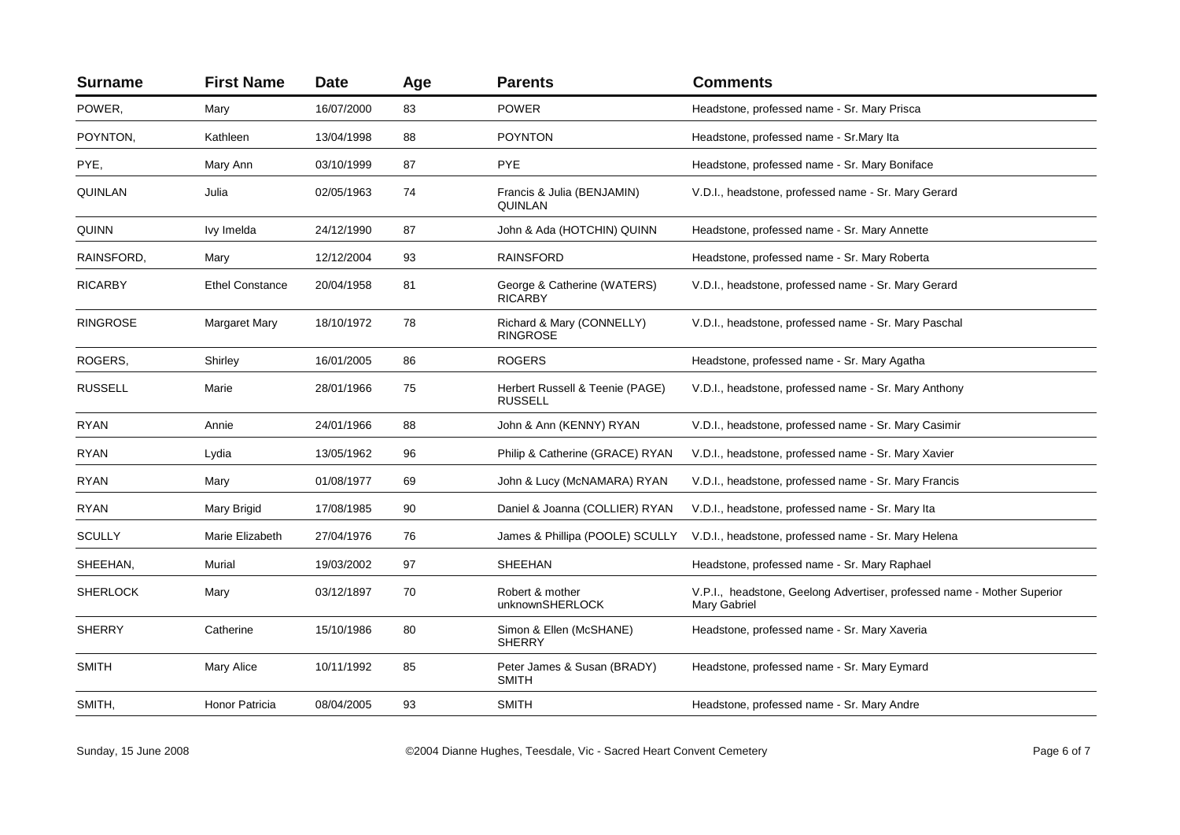| Surname | First Name | Date | Age | Parents | Comments |
|---|---|---|---|---|---|
| POWER, | Mary | 16/07/2000 | 83 | POWER | Headstone, professed name - Sr. Mary Prisca |
| POYNTON, | Kathleen | 13/04/1998 | 88 | POYNTON | Headstone, professed name - Sr.Mary Ita |
| PYE, | Mary Ann | 03/10/1999 | 87 | PYE | Headstone, professed name - Sr. Mary Boniface |
| QUINLAN | Julia | 02/05/1963 | 74 | Francis & Julia (BENJAMIN) QUINLAN | V.D.I., headstone, professed name - Sr. Mary Gerard |
| QUINN | Ivy Imelda | 24/12/1990 | 87 | John & Ada (HOTCHIN) QUINN | Headstone, professed name - Sr. Mary Annette |
| RAINSFORD, | Mary | 12/12/2004 | 93 | RAINSFORD | Headstone, professed name - Sr. Mary Roberta |
| RICARBY | Ethel Constance | 20/04/1958 | 81 | George & Catherine (WATERS) RICARBY | V.D.I., headstone, professed name - Sr. Mary Gerard |
| RINGROSE | Margaret Mary | 18/10/1972 | 78 | Richard & Mary (CONNELLY) RINGROSE | V.D.I., headstone, professed name - Sr. Mary Paschal |
| ROGERS, | Shirley | 16/01/2005 | 86 | ROGERS | Headstone, professed name - Sr. Mary Agatha |
| RUSSELL | Marie | 28/01/1966 | 75 | Herbert Russell & Teenie (PAGE) RUSSELL | V.D.I., headstone, professed name - Sr. Mary Anthony |
| RYAN | Annie | 24/01/1966 | 88 | John & Ann (KENNY) RYAN | V.D.I., headstone, professed name - Sr. Mary Casimir |
| RYAN | Lydia | 13/05/1962 | 96 | Philip & Catherine (GRACE) RYAN | V.D.I., headstone, professed name - Sr. Mary Xavier |
| RYAN | Mary | 01/08/1977 | 69 | John & Lucy (McNAMARA) RYAN | V.D.I., headstone, professed name - Sr. Mary Francis |
| RYAN | Mary Brigid | 17/08/1985 | 90 | Daniel & Joanna (COLLIER) RYAN | V.D.I., headstone, professed name - Sr. Mary Ita |
| SCULLY | Marie Elizabeth | 27/04/1976 | 76 | James & Phillipa (POOLE) SCULLY | V.D.I., headstone, professed name - Sr. Mary Helena |
| SHEEHAN, | Murial | 19/03/2002 | 97 | SHEEHAN | Headstone, professed name - Sr. Mary Raphael |
| SHERLOCK | Mary | 03/12/1897 | 70 | Robert & mother unknownSHERLOCK | V.P.I., headstone, Geelong Advertiser, professed name - Mother Superior Mary Gabriel |
| SHERRY | Catherine | 15/10/1986 | 80 | Simon & Ellen (McSHANE) SHERRY | Headstone, professed name - Sr. Mary Xaveria |
| SMITH | Mary Alice | 10/11/1992 | 85 | Peter James & Susan (BRADY) SMITH | Headstone, professed name - Sr. Mary Eymard |
| SMITH, | Honor Patricia | 08/04/2005 | 93 | SMITH | Headstone, professed name - Sr. Mary Andre |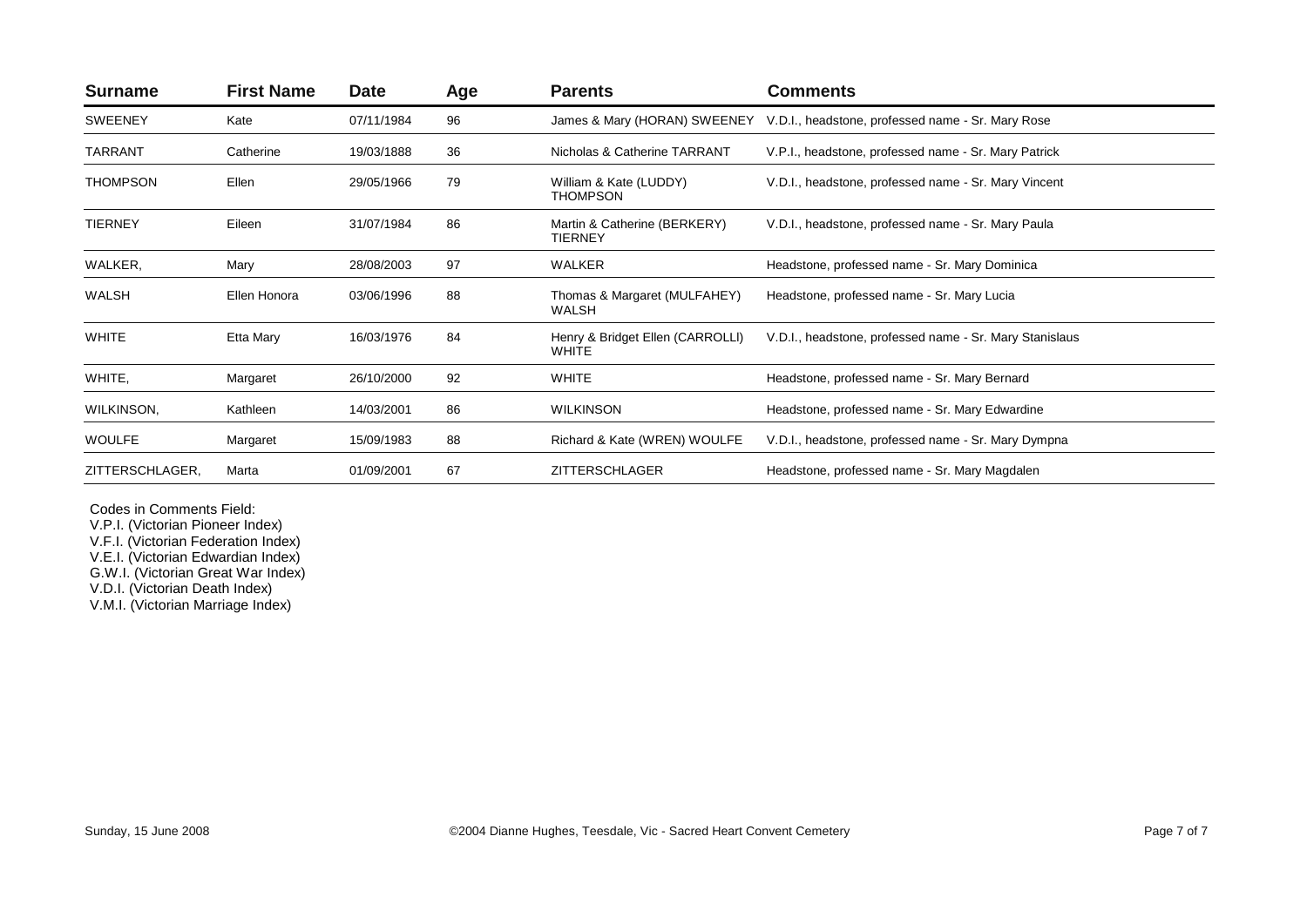| Surname | First Name | Date | Age | Parents | Comments |
|---|---|---|---|---|---|
| SWEENEY | Kate | 07/11/1984 | 96 | James & Mary (HORAN) SWEENEY | V.D.I., headstone, professed name - Sr. Mary Rose |
| TARRANT | Catherine | 19/03/1888 | 36 | Nicholas & Catherine TARRANT | V.P.I., headstone, professed name - Sr. Mary Patrick |
| THOMPSON | Ellen | 29/05/1966 | 79 | William & Kate (LUDDY) THOMPSON | V.D.I., headstone, professed name - Sr. Mary Vincent |
| TIERNEY | Eileen | 31/07/1984 | 86 | Martin & Catherine (BERKERY) TIERNEY | V.D.I., headstone, professed name - Sr. Mary Paula |
| WALKER, | Mary | 28/08/2003 | 97 | WALKER | Headstone, professed name - Sr. Mary Dominica |
| WALSH | Ellen Honora | 03/06/1996 | 88 | Thomas & Margaret (MULFAHEY) WALSH | Headstone, professed name - Sr. Mary Lucia |
| WHITE | Etta Mary | 16/03/1976 | 84 | Henry & Bridget Ellen (CARROLLI) WHITE | V.D.I., headstone, professed name - Sr. Mary Stanislaus |
| WHITE, | Margaret | 26/10/2000 | 92 | WHITE | Headstone, professed name - Sr. Mary Bernard |
| WILKINSON, | Kathleen | 14/03/2001 | 86 | WILKINSON | Headstone, professed name - Sr. Mary Edwardine |
| WOULFE | Margaret | 15/09/1983 | 88 | Richard & Kate (WREN) WOULFE | V.D.I., headstone, professed name - Sr. Mary Dympna |
| ZITTERSCHLAGER, | Marta | 01/09/2001 | 67 | ZITTERSCHLAGER | Headstone, professed name - Sr. Mary Magdalen |

Codes in Comments Field:
V.P.I. (Victorian Pioneer Index)
V.F.I. (Victorian Federation Index)
V.E.I. (Victorian Edwardian Index)
G.W.I. (Victorian Great War Index)
V.D.I. (Victorian Death Index)
V.M.I. (Victorian Marriage Index)